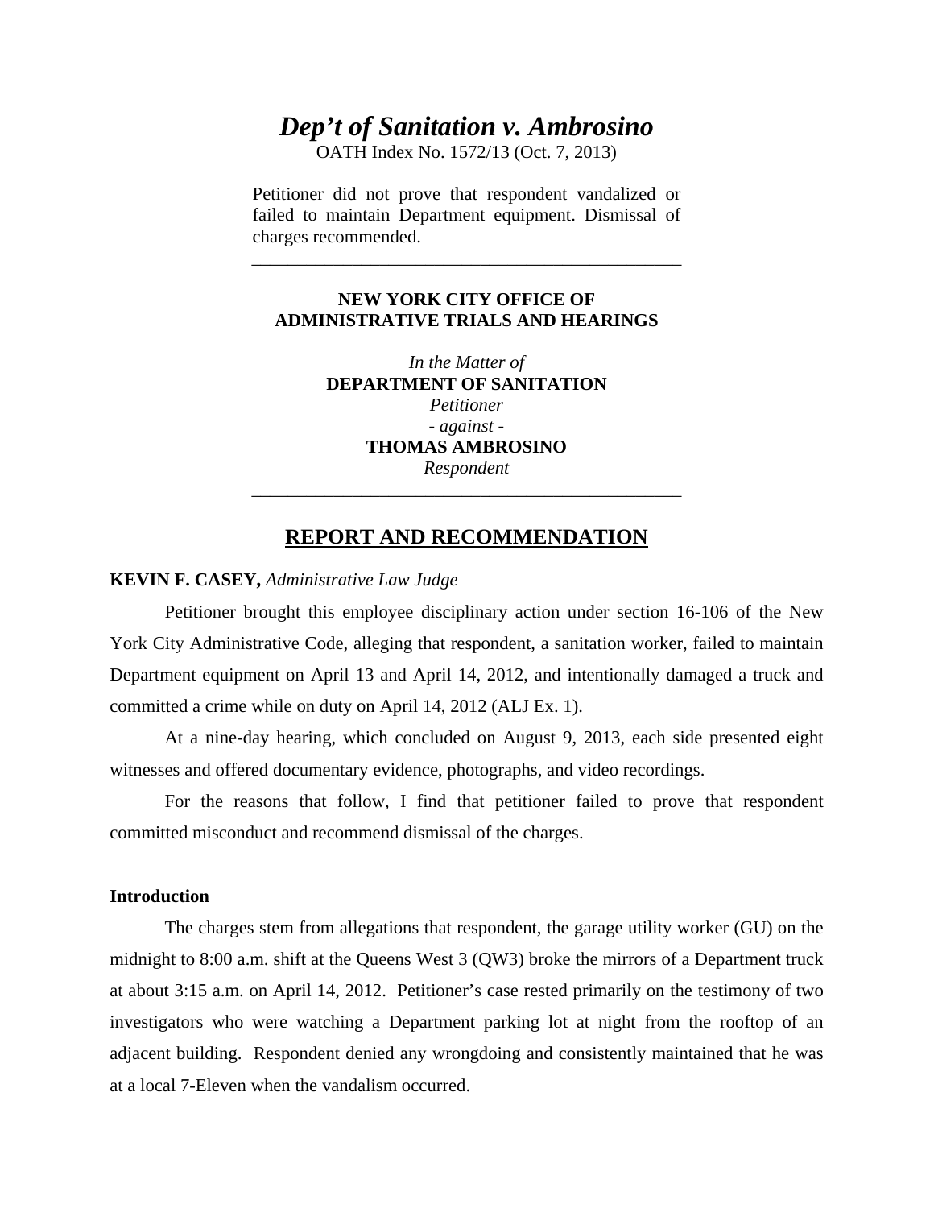# *Dep't of Sanitation v. Ambrosino*

OATH Index No. 1572/13 (Oct. 7, 2013)

Petitioner did not prove that respondent vandalized or failed to maintain Department equipment. Dismissal of charges recommended.

---

**NEW YORK CITY OFFICE OF ADMINISTRATIVE TRIALS AND HEARINGS**

*In the Matter of*
**DEPARTMENT OF SANITATION**
*Petitioner*
*- against -*
**THOMAS AMBROSINO**
*Respondent*

---

## REPORT AND RECOMMENDATION

**KEVIN F. CASEY,** *Administrative Law Judge*

Petitioner brought this employee disciplinary action under section 16-106 of the New York City Administrative Code, alleging that respondent, a sanitation worker, failed to maintain Department equipment on April 13 and April 14, 2012, and intentionally damaged a truck and committed a crime while on duty on April 14, 2012 (ALJ Ex. 1).

At a nine-day hearing, which concluded on August 9, 2013, each side presented eight witnesses and offered documentary evidence, photographs, and video recordings.

For the reasons that follow, I find that petitioner failed to prove that respondent committed misconduct and recommend dismissal of the charges.

### Introduction

The charges stem from allegations that respondent, the garage utility worker (GU) on the midnight to 8:00 a.m. shift at the Queens West 3 (QW3) broke the mirrors of a Department truck at about 3:15 a.m. on April 14, 2012. Petitioner's case rested primarily on the testimony of two investigators who were watching a Department parking lot at night from the rooftop of an adjacent building. Respondent denied any wrongdoing and consistently maintained that he was at a local 7-Eleven when the vandalism occurred.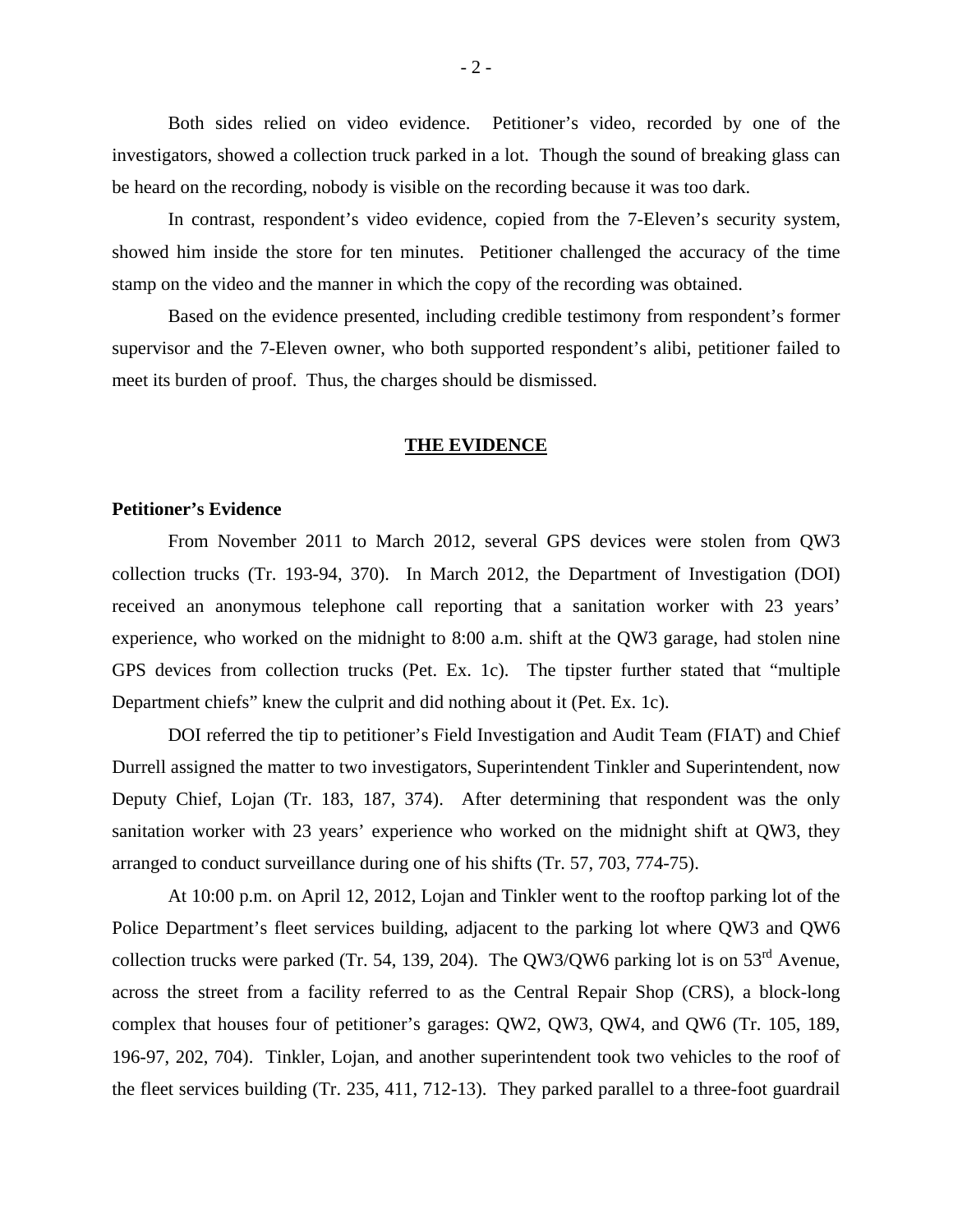Both sides relied on video evidence. Petitioner's video, recorded by one of the investigators, showed a collection truck parked in a lot. Though the sound of breaking glass can be heard on the recording, nobody is visible on the recording because it was too dark.

In contrast, respondent's video evidence, copied from the 7-Eleven's security system, showed him inside the store for ten minutes. Petitioner challenged the accuracy of the time stamp on the video and the manner in which the copy of the recording was obtained.

Based on the evidence presented, including credible testimony from respondent's former supervisor and the 7-Eleven owner, who both supported respondent's alibi, petitioner failed to meet its burden of proof. Thus, the charges should be dismissed.

## THE EVIDENCE

### Petitioner's Evidence

From November 2011 to March 2012, several GPS devices were stolen from QW3 collection trucks (Tr. 193-94, 370). In March 2012, the Department of Investigation (DOI) received an anonymous telephone call reporting that a sanitation worker with 23 years' experience, who worked on the midnight to 8:00 a.m. shift at the QW3 garage, had stolen nine GPS devices from collection trucks (Pet. Ex. 1c). The tipster further stated that "multiple Department chiefs" knew the culprit and did nothing about it (Pet. Ex. 1c).

DOI referred the tip to petitioner's Field Investigation and Audit Team (FIAT) and Chief Durrell assigned the matter to two investigators, Superintendent Tinkler and Superintendent, now Deputy Chief, Lojan (Tr. 183, 187, 374). After determining that respondent was the only sanitation worker with 23 years' experience who worked on the midnight shift at QW3, they arranged to conduct surveillance during one of his shifts (Tr. 57, 703, 774-75).

At 10:00 p.m. on April 12, 2012, Lojan and Tinkler went to the rooftop parking lot of the Police Department's fleet services building, adjacent to the parking lot where QW3 and QW6 collection trucks were parked (Tr. 54, 139, 204). The QW3/QW6 parking lot is on 53rd Avenue, across the street from a facility referred to as the Central Repair Shop (CRS), a block-long complex that houses four of petitioner's garages: QW2, QW3, QW4, and QW6 (Tr. 105, 189, 196-97, 202, 704). Tinkler, Lojan, and another superintendent took two vehicles to the roof of the fleet services building (Tr. 235, 411, 712-13). They parked parallel to a three-foot guardrail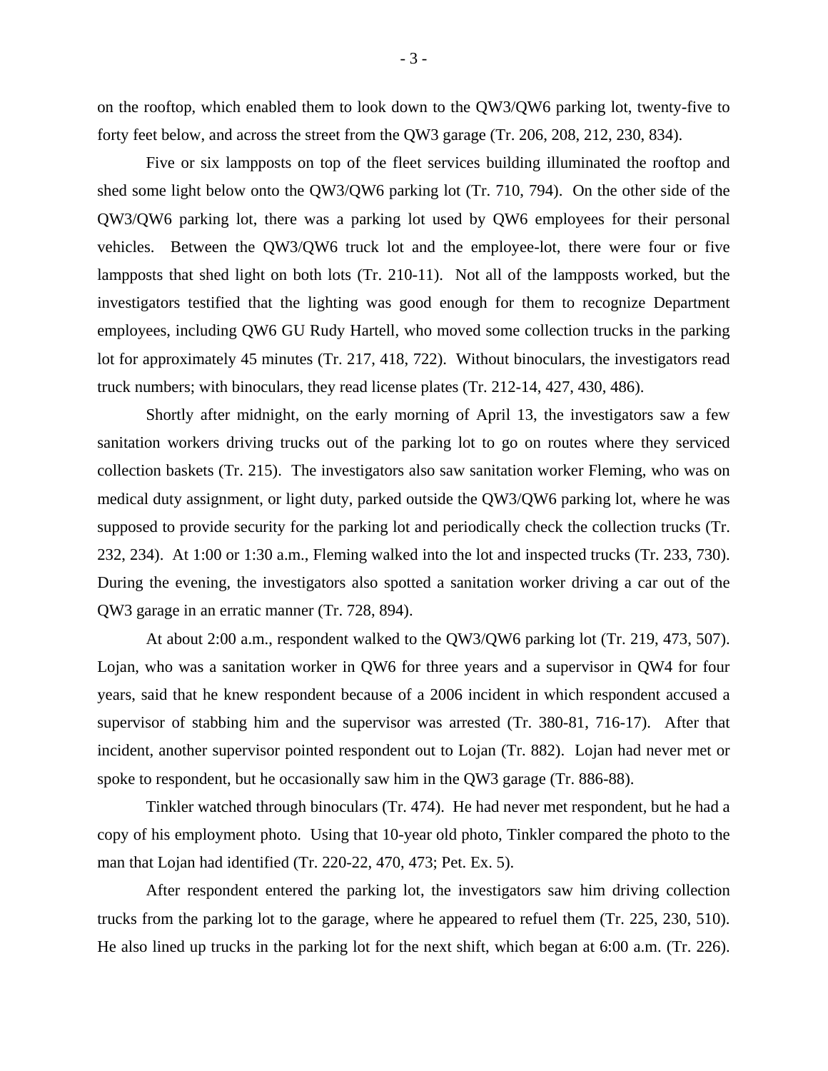on the rooftop, which enabled them to look down to the QW3/QW6 parking lot, twenty-five to forty feet below, and across the street from the QW3 garage (Tr. 206, 208, 212, 230, 834).

Five or six lampposts on top of the fleet services building illuminated the rooftop and shed some light below onto the QW3/QW6 parking lot (Tr. 710, 794). On the other side of the QW3/QW6 parking lot, there was a parking lot used by QW6 employees for their personal vehicles. Between the QW3/QW6 truck lot and the employee-lot, there were four or five lampposts that shed light on both lots (Tr. 210-11). Not all of the lampposts worked, but the investigators testified that the lighting was good enough for them to recognize Department employees, including QW6 GU Rudy Hartell, who moved some collection trucks in the parking lot for approximately 45 minutes (Tr. 217, 418, 722). Without binoculars, the investigators read truck numbers; with binoculars, they read license plates (Tr. 212-14, 427, 430, 486).

Shortly after midnight, on the early morning of April 13, the investigators saw a few sanitation workers driving trucks out of the parking lot to go on routes where they serviced collection baskets (Tr. 215). The investigators also saw sanitation worker Fleming, who was on medical duty assignment, or light duty, parked outside the QW3/QW6 parking lot, where he was supposed to provide security for the parking lot and periodically check the collection trucks (Tr. 232, 234). At 1:00 or 1:30 a.m., Fleming walked into the lot and inspected trucks (Tr. 233, 730). During the evening, the investigators also spotted a sanitation worker driving a car out of the QW3 garage in an erratic manner (Tr. 728, 894).

At about 2:00 a.m., respondent walked to the QW3/QW6 parking lot (Tr. 219, 473, 507). Lojan, who was a sanitation worker in QW6 for three years and a supervisor in QW4 for four years, said that he knew respondent because of a 2006 incident in which respondent accused a supervisor of stabbing him and the supervisor was arrested (Tr. 380-81, 716-17). After that incident, another supervisor pointed respondent out to Lojan (Tr. 882). Lojan had never met or spoke to respondent, but he occasionally saw him in the QW3 garage (Tr. 886-88).

Tinkler watched through binoculars (Tr. 474). He had never met respondent, but he had a copy of his employment photo. Using that 10-year old photo, Tinkler compared the photo to the man that Lojan had identified (Tr. 220-22, 470, 473; Pet. Ex. 5).

After respondent entered the parking lot, the investigators saw him driving collection trucks from the parking lot to the garage, where he appeared to refuel them (Tr. 225, 230, 510). He also lined up trucks in the parking lot for the next shift, which began at 6:00 a.m. (Tr. 226).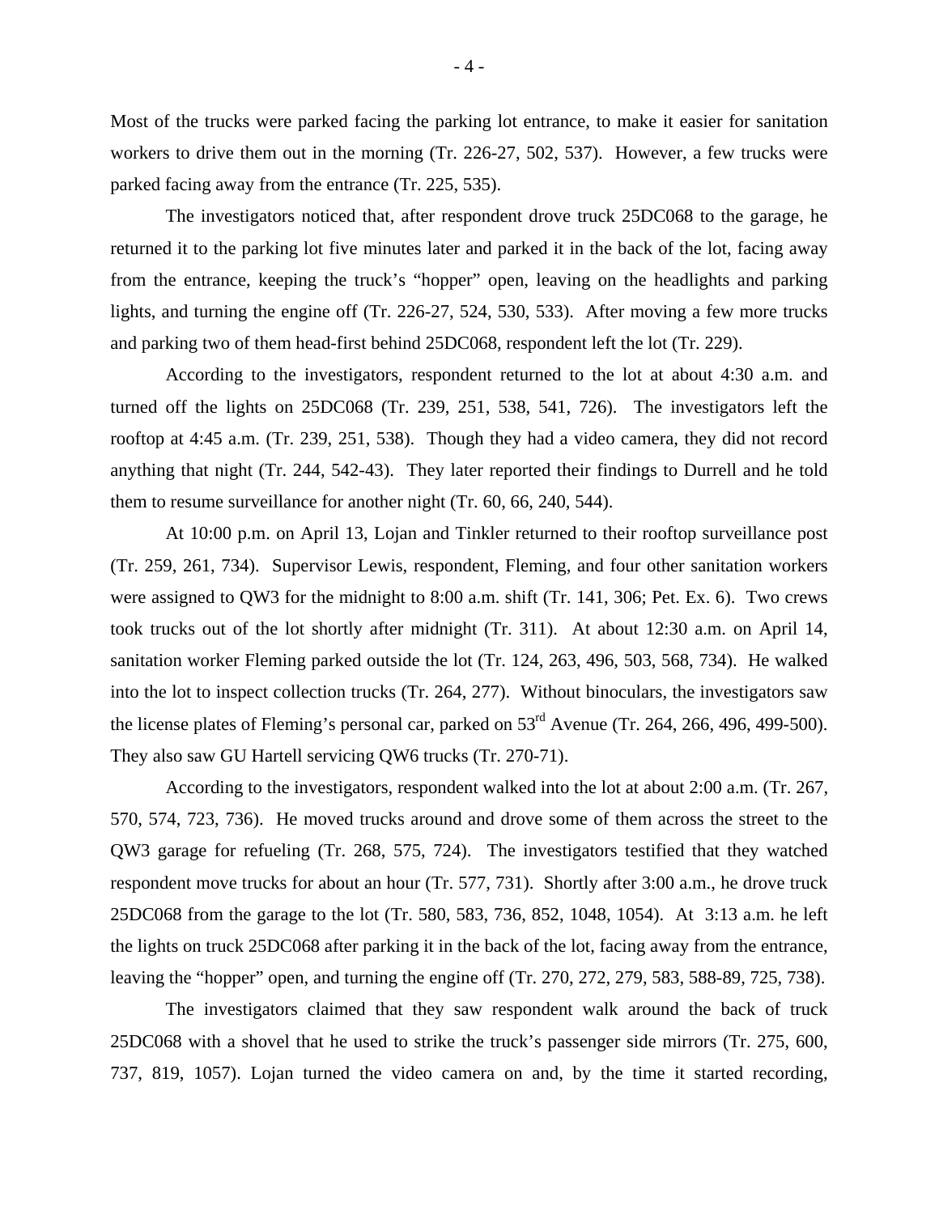Most of the trucks were parked facing the parking lot entrance, to make it easier for sanitation workers to drive them out in the morning (Tr. 226-27, 502, 537). However, a few trucks were parked facing away from the entrance (Tr. 225, 535).

The investigators noticed that, after respondent drove truck 25DC068 to the garage, he returned it to the parking lot five minutes later and parked it in the back of the lot, facing away from the entrance, keeping the truck's "hopper" open, leaving on the headlights and parking lights, and turning the engine off (Tr. 226-27, 524, 530, 533). After moving a few more trucks and parking two of them head-first behind 25DC068, respondent left the lot (Tr. 229).

According to the investigators, respondent returned to the lot at about 4:30 a.m. and turned off the lights on 25DC068 (Tr. 239, 251, 538, 541, 726). The investigators left the rooftop at 4:45 a.m. (Tr. 239, 251, 538). Though they had a video camera, they did not record anything that night (Tr. 244, 542-43). They later reported their findings to Durrell and he told them to resume surveillance for another night (Tr. 60, 66, 240, 544).

At 10:00 p.m. on April 13, Lojan and Tinkler returned to their rooftop surveillance post (Tr. 259, 261, 734). Supervisor Lewis, respondent, Fleming, and four other sanitation workers were assigned to QW3 for the midnight to 8:00 a.m. shift (Tr. 141, 306; Pet. Ex. 6). Two crews took trucks out of the lot shortly after midnight (Tr. 311). At about 12:30 a.m. on April 14, sanitation worker Fleming parked outside the lot (Tr. 124, 263, 496, 503, 568, 734). He walked into the lot to inspect collection trucks (Tr. 264, 277). Without binoculars, the investigators saw the license plates of Fleming's personal car, parked on 53rd Avenue (Tr. 264, 266, 496, 499-500). They also saw GU Hartell servicing QW6 trucks (Tr. 270-71).

According to the investigators, respondent walked into the lot at about 2:00 a.m. (Tr. 267, 570, 574, 723, 736). He moved trucks around and drove some of them across the street to the QW3 garage for refueling (Tr. 268, 575, 724). The investigators testified that they watched respondent move trucks for about an hour (Tr. 577, 731). Shortly after 3:00 a.m., he drove truck 25DC068 from the garage to the lot (Tr. 580, 583, 736, 852, 1048, 1054). At 3:13 a.m. he left the lights on truck 25DC068 after parking it in the back of the lot, facing away from the entrance, leaving the "hopper" open, and turning the engine off (Tr. 270, 272, 279, 583, 588-89, 725, 738).

The investigators claimed that they saw respondent walk around the back of truck 25DC068 with a shovel that he used to strike the truck's passenger side mirrors (Tr. 275, 600, 737, 819, 1057). Lojan turned the video camera on and, by the time it started recording,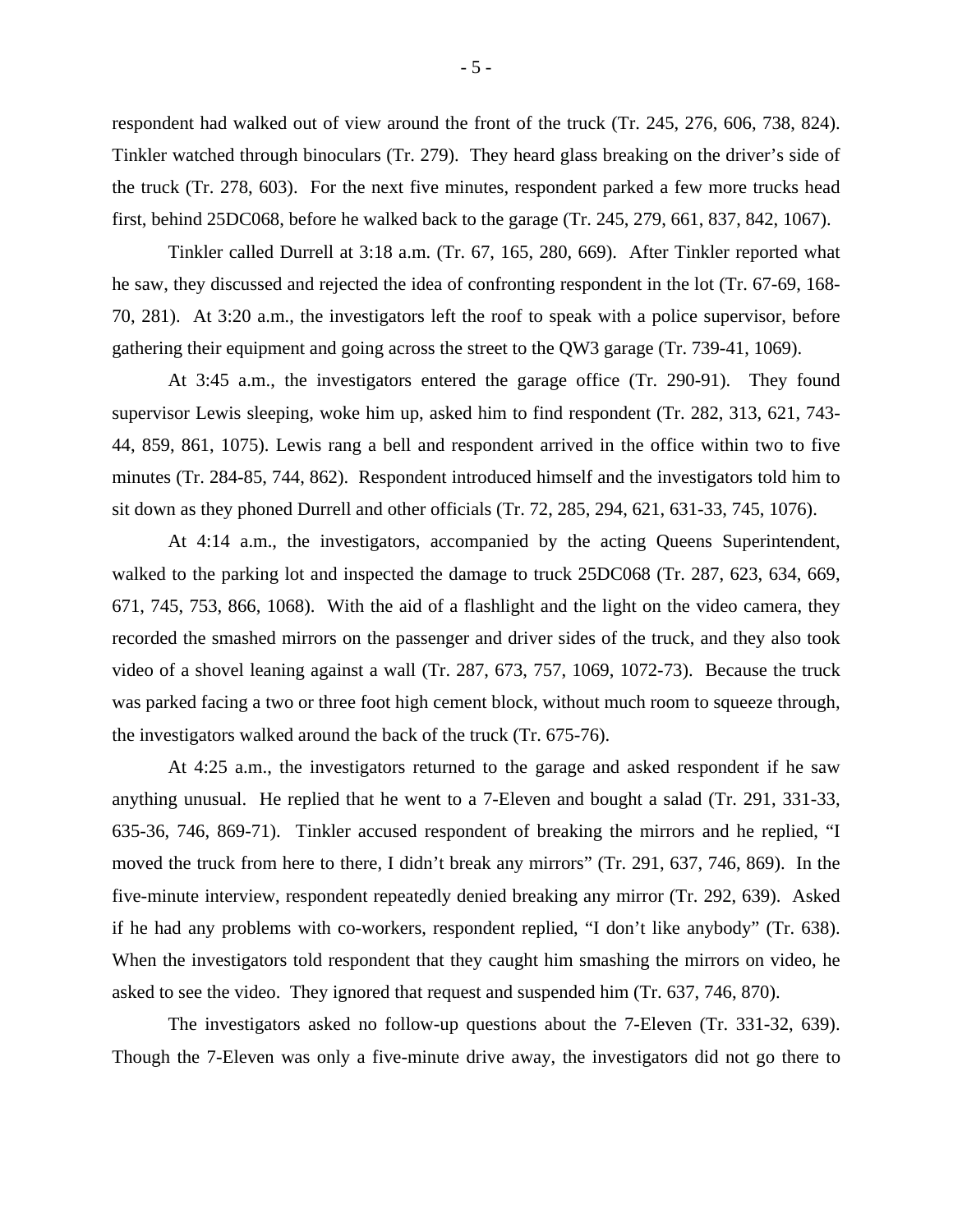respondent had walked out of view around the front of the truck (Tr. 245, 276, 606, 738, 824). Tinkler watched through binoculars (Tr. 279). They heard glass breaking on the driver's side of the truck (Tr. 278, 603). For the next five minutes, respondent parked a few more trucks head first, behind 25DC068, before he walked back to the garage (Tr. 245, 279, 661, 837, 842, 1067).

Tinkler called Durrell at 3:18 a.m. (Tr. 67, 165, 280, 669). After Tinkler reported what he saw, they discussed and rejected the idea of confronting respondent in the lot (Tr. 67-69, 168-70, 281). At 3:20 a.m., the investigators left the roof to speak with a police supervisor, before gathering their equipment and going across the street to the QW3 garage (Tr. 739-41, 1069).

At 3:45 a.m., the investigators entered the garage office (Tr. 290-91). They found supervisor Lewis sleeping, woke him up, asked him to find respondent (Tr. 282, 313, 621, 743-44, 859, 861, 1075). Lewis rang a bell and respondent arrived in the office within two to five minutes (Tr. 284-85, 744, 862). Respondent introduced himself and the investigators told him to sit down as they phoned Durrell and other officials (Tr. 72, 285, 294, 621, 631-33, 745, 1076).

At 4:14 a.m., the investigators, accompanied by the acting Queens Superintendent, walked to the parking lot and inspected the damage to truck 25DC068 (Tr. 287, 623, 634, 669, 671, 745, 753, 866, 1068). With the aid of a flashlight and the light on the video camera, they recorded the smashed mirrors on the passenger and driver sides of the truck, and they also took video of a shovel leaning against a wall (Tr. 287, 673, 757, 1069, 1072-73). Because the truck was parked facing a two or three foot high cement block, without much room to squeeze through, the investigators walked around the back of the truck (Tr. 675-76).

At 4:25 a.m., the investigators returned to the garage and asked respondent if he saw anything unusual. He replied that he went to a 7-Eleven and bought a salad (Tr. 291, 331-33, 635-36, 746, 869-71). Tinkler accused respondent of breaking the mirrors and he replied, "I moved the truck from here to there, I didn't break any mirrors" (Tr. 291, 637, 746, 869). In the five-minute interview, respondent repeatedly denied breaking any mirror (Tr. 292, 639). Asked if he had any problems with co-workers, respondent replied, "I don't like anybody" (Tr. 638). When the investigators told respondent that they caught him smashing the mirrors on video, he asked to see the video. They ignored that request and suspended him (Tr. 637, 746, 870).

The investigators asked no follow-up questions about the 7-Eleven (Tr. 331-32, 639). Though the 7-Eleven was only a five-minute drive away, the investigators did not go there to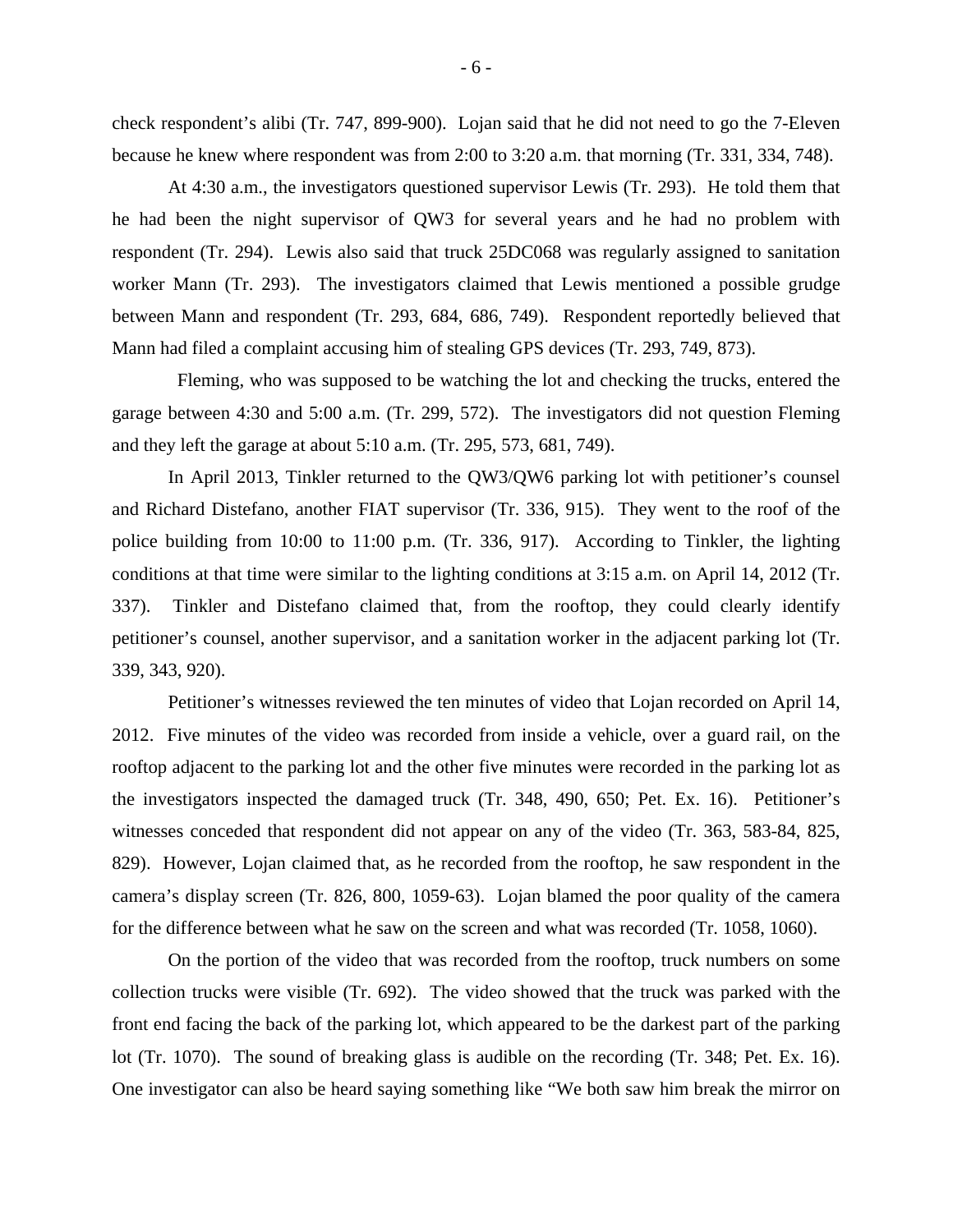check respondent's alibi (Tr. 747, 899-900). Lojan said that he did not need to go the 7-Eleven because he knew where respondent was from 2:00 to 3:20 a.m. that morning (Tr. 331, 334, 748).

At 4:30 a.m., the investigators questioned supervisor Lewis (Tr. 293). He told them that he had been the night supervisor of QW3 for several years and he had no problem with respondent (Tr. 294). Lewis also said that truck 25DC068 was regularly assigned to sanitation worker Mann (Tr. 293). The investigators claimed that Lewis mentioned a possible grudge between Mann and respondent (Tr. 293, 684, 686, 749). Respondent reportedly believed that Mann had filed a complaint accusing him of stealing GPS devices (Tr. 293, 749, 873).

Fleming, who was supposed to be watching the lot and checking the trucks, entered the garage between 4:30 and 5:00 a.m. (Tr. 299, 572). The investigators did not question Fleming and they left the garage at about 5:10 a.m. (Tr. 295, 573, 681, 749).

In April 2013, Tinkler returned to the QW3/QW6 parking lot with petitioner's counsel and Richard Distefano, another FIAT supervisor (Tr. 336, 915). They went to the roof of the police building from 10:00 to 11:00 p.m. (Tr. 336, 917). According to Tinkler, the lighting conditions at that time were similar to the lighting conditions at 3:15 a.m. on April 14, 2012 (Tr. 337). Tinkler and Distefano claimed that, from the rooftop, they could clearly identify petitioner's counsel, another supervisor, and a sanitation worker in the adjacent parking lot (Tr. 339, 343, 920).

Petitioner's witnesses reviewed the ten minutes of video that Lojan recorded on April 14, 2012. Five minutes of the video was recorded from inside a vehicle, over a guard rail, on the rooftop adjacent to the parking lot and the other five minutes were recorded in the parking lot as the investigators inspected the damaged truck (Tr. 348, 490, 650; Pet. Ex. 16). Petitioner's witnesses conceded that respondent did not appear on any of the video (Tr. 363, 583-84, 825, 829). However, Lojan claimed that, as he recorded from the rooftop, he saw respondent in the camera's display screen (Tr. 826, 800, 1059-63). Lojan blamed the poor quality of the camera for the difference between what he saw on the screen and what was recorded (Tr. 1058, 1060).

On the portion of the video that was recorded from the rooftop, truck numbers on some collection trucks were visible (Tr. 692). The video showed that the truck was parked with the front end facing the back of the parking lot, which appeared to be the darkest part of the parking lot (Tr. 1070). The sound of breaking glass is audible on the recording (Tr. 348; Pet. Ex. 16). One investigator can also be heard saying something like "We both saw him break the mirror on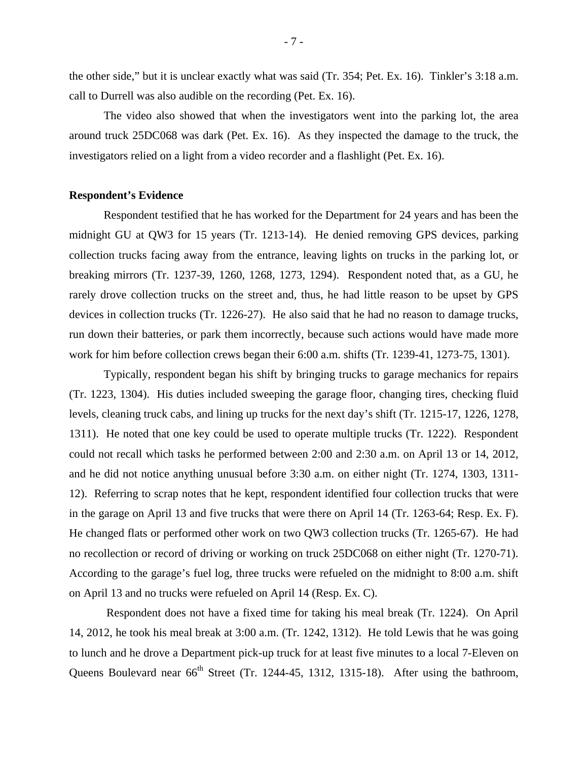the other side," but it is unclear exactly what was said (Tr. 354; Pet. Ex. 16). Tinkler's 3:18 a.m. call to Durrell was also audible on the recording (Pet. Ex. 16).

The video also showed that when the investigators went into the parking lot, the area around truck 25DC068 was dark (Pet. Ex. 16). As they inspected the damage to the truck, the investigators relied on a light from a video recorder and a flashlight (Pet. Ex. 16).

**Respondent's Evidence**

Respondent testified that he has worked for the Department for 24 years and has been the midnight GU at QW3 for 15 years (Tr. 1213-14). He denied removing GPS devices, parking collection trucks facing away from the entrance, leaving lights on trucks in the parking lot, or breaking mirrors (Tr. 1237-39, 1260, 1268, 1273, 1294). Respondent noted that, as a GU, he rarely drove collection trucks on the street and, thus, he had little reason to be upset by GPS devices in collection trucks (Tr. 1226-27). He also said that he had no reason to damage trucks, run down their batteries, or park them incorrectly, because such actions would have made more work for him before collection crews began their 6:00 a.m. shifts (Tr. 1239-41, 1273-75, 1301).

Typically, respondent began his shift by bringing trucks to garage mechanics for repairs (Tr. 1223, 1304). His duties included sweeping the garage floor, changing tires, checking fluid levels, cleaning truck cabs, and lining up trucks for the next day's shift (Tr. 1215-17, 1226, 1278, 1311). He noted that one key could be used to operate multiple trucks (Tr. 1222). Respondent could not recall which tasks he performed between 2:00 and 2:30 a.m. on April 13 or 14, 2012, and he did not notice anything unusual before 3:30 a.m. on either night (Tr. 1274, 1303, 1311-12). Referring to scrap notes that he kept, respondent identified four collection trucks that were in the garage on April 13 and five trucks that were there on April 14 (Tr. 1263-64; Resp. Ex. F). He changed flats or performed other work on two QW3 collection trucks (Tr. 1265-67). He had no recollection or record of driving or working on truck 25DC068 on either night (Tr. 1270-71). According to the garage's fuel log, three trucks were refueled on the midnight to 8:00 a.m. shift on April 13 and no trucks were refueled on April 14 (Resp. Ex. C).

Respondent does not have a fixed time for taking his meal break (Tr. 1224). On April 14, 2012, he took his meal break at 3:00 a.m. (Tr. 1242, 1312). He told Lewis that he was going to lunch and he drove a Department pick-up truck for at least five minutes to a local 7-Eleven on Queens Boulevard near 66th Street (Tr. 1244-45, 1312, 1315-18). After using the bathroom,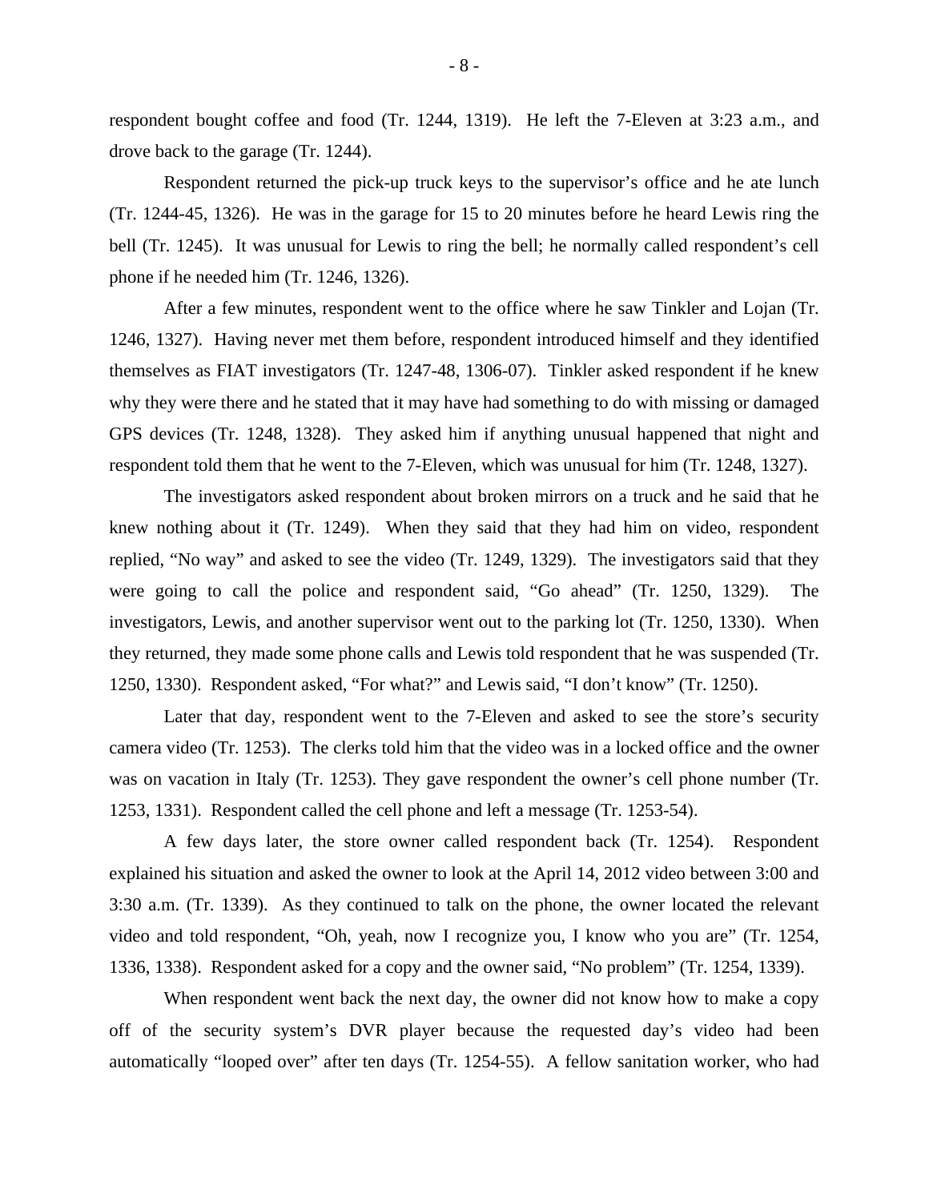respondent bought coffee and food (Tr. 1244, 1319). He left the 7-Eleven at 3:23 a.m., and drove back to the garage (Tr. 1244).

Respondent returned the pick-up truck keys to the supervisor's office and he ate lunch (Tr. 1244-45, 1326). He was in the garage for 15 to 20 minutes before he heard Lewis ring the bell (Tr. 1245). It was unusual for Lewis to ring the bell; he normally called respondent's cell phone if he needed him (Tr. 1246, 1326).

After a few minutes, respondent went to the office where he saw Tinkler and Lojan (Tr. 1246, 1327). Having never met them before, respondent introduced himself and they identified themselves as FIAT investigators (Tr. 1247-48, 1306-07). Tinkler asked respondent if he knew why they were there and he stated that it may have had something to do with missing or damaged GPS devices (Tr. 1248, 1328). They asked him if anything unusual happened that night and respondent told them that he went to the 7-Eleven, which was unusual for him (Tr. 1248, 1327).

The investigators asked respondent about broken mirrors on a truck and he said that he knew nothing about it (Tr. 1249). When they said that they had him on video, respondent replied, "No way" and asked to see the video (Tr. 1249, 1329). The investigators said that they were going to call the police and respondent said, "Go ahead" (Tr. 1250, 1329). The investigators, Lewis, and another supervisor went out to the parking lot (Tr. 1250, 1330). When they returned, they made some phone calls and Lewis told respondent that he was suspended (Tr. 1250, 1330). Respondent asked, "For what?" and Lewis said, "I don't know" (Tr. 1250).

Later that day, respondent went to the 7-Eleven and asked to see the store's security camera video (Tr. 1253). The clerks told him that the video was in a locked office and the owner was on vacation in Italy (Tr. 1253). They gave respondent the owner's cell phone number (Tr. 1253, 1331). Respondent called the cell phone and left a message (Tr. 1253-54).

A few days later, the store owner called respondent back (Tr. 1254). Respondent explained his situation and asked the owner to look at the April 14, 2012 video between 3:00 and 3:30 a.m. (Tr. 1339). As they continued to talk on the phone, the owner located the relevant video and told respondent, "Oh, yeah, now I recognize you, I know who you are" (Tr. 1254, 1336, 1338). Respondent asked for a copy and the owner said, "No problem" (Tr. 1254, 1339).

When respondent went back the next day, the owner did not know how to make a copy off of the security system's DVR player because the requested day's video had been automatically "looped over" after ten days (Tr. 1254-55). A fellow sanitation worker, who had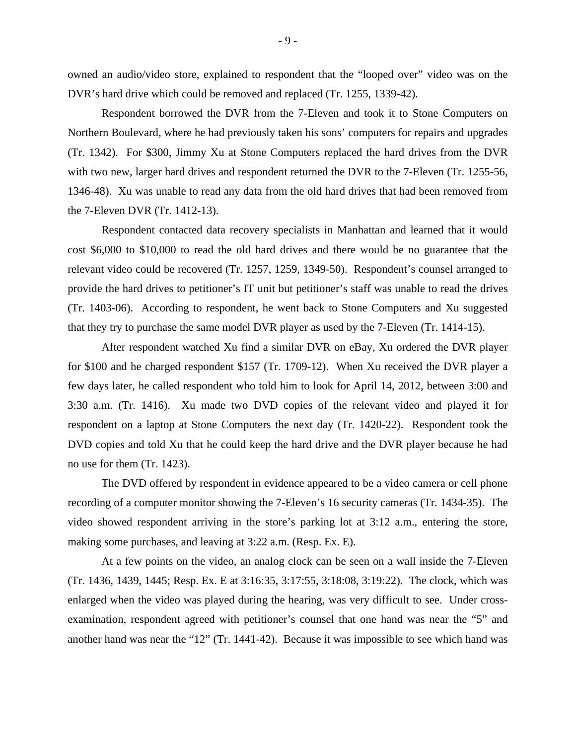owned an audio/video store, explained to respondent that the "looped over" video was on the DVR's hard drive which could be removed and replaced (Tr. 1255, 1339-42).

Respondent borrowed the DVR from the 7-Eleven and took it to Stone Computers on Northern Boulevard, where he had previously taken his sons' computers for repairs and upgrades (Tr. 1342). For $300, Jimmy Xu at Stone Computers replaced the hard drives from the DVR with two new, larger hard drives and respondent returned the DVR to the 7-Eleven (Tr. 1255-56, 1346-48). Xu was unable to read any data from the old hard drives that had been removed from the 7-Eleven DVR (Tr. 1412-13).

Respondent contacted data recovery specialists in Manhattan and learned that it would cost $6,000 to $10,000 to read the old hard drives and there would be no guarantee that the relevant video could be recovered (Tr. 1257, 1259, 1349-50). Respondent's counsel arranged to provide the hard drives to petitioner's IT unit but petitioner's staff was unable to read the drives (Tr. 1403-06). According to respondent, he went back to Stone Computers and Xu suggested that they try to purchase the same model DVR player as used by the 7-Eleven (Tr. 1414-15).

After respondent watched Xu find a similar DVR on eBay, Xu ordered the DVR player for $100 and he charged respondent $157 (Tr. 1709-12). When Xu received the DVR player a few days later, he called respondent who told him to look for April 14, 2012, between 3:00 and 3:30 a.m. (Tr. 1416). Xu made two DVD copies of the relevant video and played it for respondent on a laptop at Stone Computers the next day (Tr. 1420-22). Respondent took the DVD copies and told Xu that he could keep the hard drive and the DVR player because he had no use for them (Tr. 1423).

The DVD offered by respondent in evidence appeared to be a video camera or cell phone recording of a computer monitor showing the 7-Eleven's 16 security cameras (Tr. 1434-35). The video showed respondent arriving in the store's parking lot at 3:12 a.m., entering the store, making some purchases, and leaving at 3:22 a.m. (Resp. Ex. E).

At a few points on the video, an analog clock can be seen on a wall inside the 7-Eleven (Tr. 1436, 1439, 1445; Resp. Ex. E at 3:16:35, 3:17:55, 3:18:08, 3:19:22). The clock, which was enlarged when the video was played during the hearing, was very difficult to see. Under cross-examination, respondent agreed with petitioner's counsel that one hand was near the "5" and another hand was near the "12" (Tr. 1441-42). Because it was impossible to see which hand was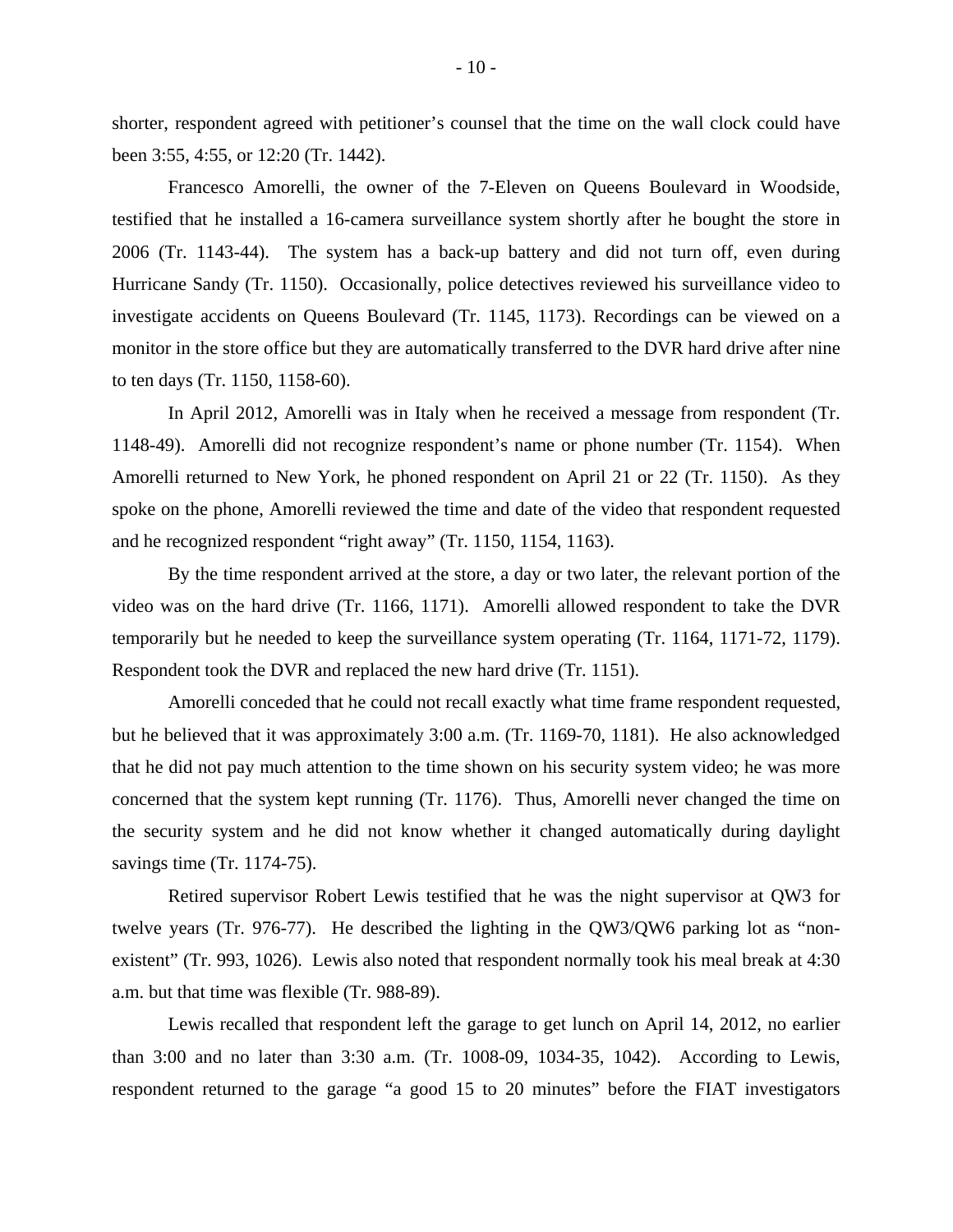shorter, respondent agreed with petitioner's counsel that the time on the wall clock could have been 3:55, 4:55, or 12:20 (Tr. 1442).

Francesco Amorelli, the owner of the 7-Eleven on Queens Boulevard in Woodside, testified that he installed a 16-camera surveillance system shortly after he bought the store in 2006 (Tr. 1143-44). The system has a back-up battery and did not turn off, even during Hurricane Sandy (Tr. 1150). Occasionally, police detectives reviewed his surveillance video to investigate accidents on Queens Boulevard (Tr. 1145, 1173). Recordings can be viewed on a monitor in the store office but they are automatically transferred to the DVR hard drive after nine to ten days (Tr. 1150, 1158-60).

In April 2012, Amorelli was in Italy when he received a message from respondent (Tr. 1148-49). Amorelli did not recognize respondent's name or phone number (Tr. 1154). When Amorelli returned to New York, he phoned respondent on April 21 or 22 (Tr. 1150). As they spoke on the phone, Amorelli reviewed the time and date of the video that respondent requested and he recognized respondent "right away" (Tr. 1150, 1154, 1163).

By the time respondent arrived at the store, a day or two later, the relevant portion of the video was on the hard drive (Tr. 1166, 1171). Amorelli allowed respondent to take the DVR temporarily but he needed to keep the surveillance system operating (Tr. 1164, 1171-72, 1179). Respondent took the DVR and replaced the new hard drive (Tr. 1151).

Amorelli conceded that he could not recall exactly what time frame respondent requested, but he believed that it was approximately 3:00 a.m. (Tr. 1169-70, 1181). He also acknowledged that he did not pay much attention to the time shown on his security system video; he was more concerned that the system kept running (Tr. 1176). Thus, Amorelli never changed the time on the security system and he did not know whether it changed automatically during daylight savings time (Tr. 1174-75).

Retired supervisor Robert Lewis testified that he was the night supervisor at QW3 for twelve years (Tr. 976-77). He described the lighting in the QW3/QW6 parking lot as "non-existent" (Tr. 993, 1026). Lewis also noted that respondent normally took his meal break at 4:30 a.m. but that time was flexible (Tr. 988-89).

Lewis recalled that respondent left the garage to get lunch on April 14, 2012, no earlier than 3:00 and no later than 3:30 a.m. (Tr. 1008-09, 1034-35, 1042). According to Lewis, respondent returned to the garage "a good 15 to 20 minutes" before the FIAT investigators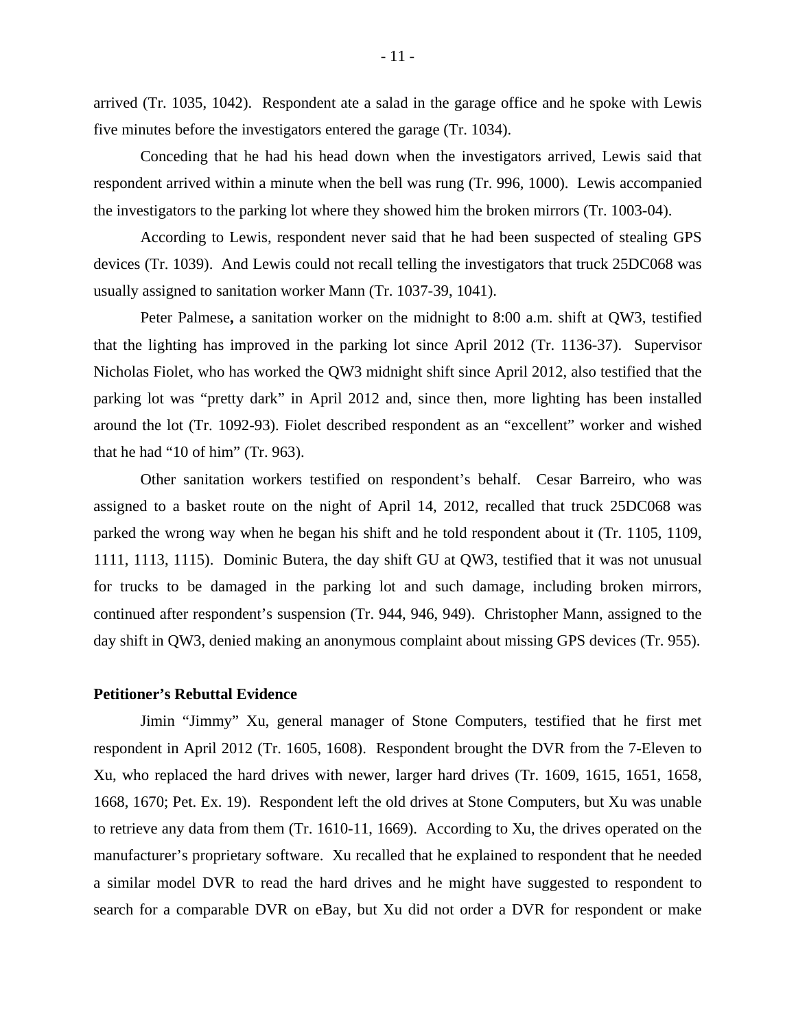arrived (Tr. 1035, 1042). Respondent ate a salad in the garage office and he spoke with Lewis five minutes before the investigators entered the garage (Tr. 1034).

Conceding that he had his head down when the investigators arrived, Lewis said that respondent arrived within a minute when the bell was rung (Tr. 996, 1000). Lewis accompanied the investigators to the parking lot where they showed him the broken mirrors (Tr. 1003-04).

According to Lewis, respondent never said that he had been suspected of stealing GPS devices (Tr. 1039). And Lewis could not recall telling the investigators that truck 25DC068 was usually assigned to sanitation worker Mann (Tr. 1037-39, 1041).

Peter Palmese**,** a sanitation worker on the midnight to 8:00 a.m. shift at QW3, testified that the lighting has improved in the parking lot since April 2012 (Tr. 1136-37). Supervisor Nicholas Fiolet, who has worked the QW3 midnight shift since April 2012, also testified that the parking lot was "pretty dark" in April 2012 and, since then, more lighting has been installed around the lot (Tr. 1092-93). Fiolet described respondent as an "excellent" worker and wished that he had "10 of him" (Tr. 963).

Other sanitation workers testified on respondent's behalf. Cesar Barreiro, who was assigned to a basket route on the night of April 14, 2012, recalled that truck 25DC068 was parked the wrong way when he began his shift and he told respondent about it (Tr. 1105, 1109, 1111, 1113, 1115). Dominic Butera, the day shift GU at QW3, testified that it was not unusual for trucks to be damaged in the parking lot and such damage, including broken mirrors, continued after respondent's suspension (Tr. 944, 946, 949). Christopher Mann, assigned to the day shift in QW3, denied making an anonymous complaint about missing GPS devices (Tr. 955).

**Petitioner's Rebuttal Evidence**

Jimin "Jimmy" Xu, general manager of Stone Computers, testified that he first met respondent in April 2012 (Tr. 1605, 1608). Respondent brought the DVR from the 7-Eleven to Xu, who replaced the hard drives with newer, larger hard drives (Tr. 1609, 1615, 1651, 1658, 1668, 1670; Pet. Ex. 19). Respondent left the old drives at Stone Computers, but Xu was unable to retrieve any data from them (Tr. 1610-11, 1669). According to Xu, the drives operated on the manufacturer's proprietary software. Xu recalled that he explained to respondent that he needed a similar model DVR to read the hard drives and he might have suggested to respondent to search for a comparable DVR on eBay, but Xu did not order a DVR for respondent or make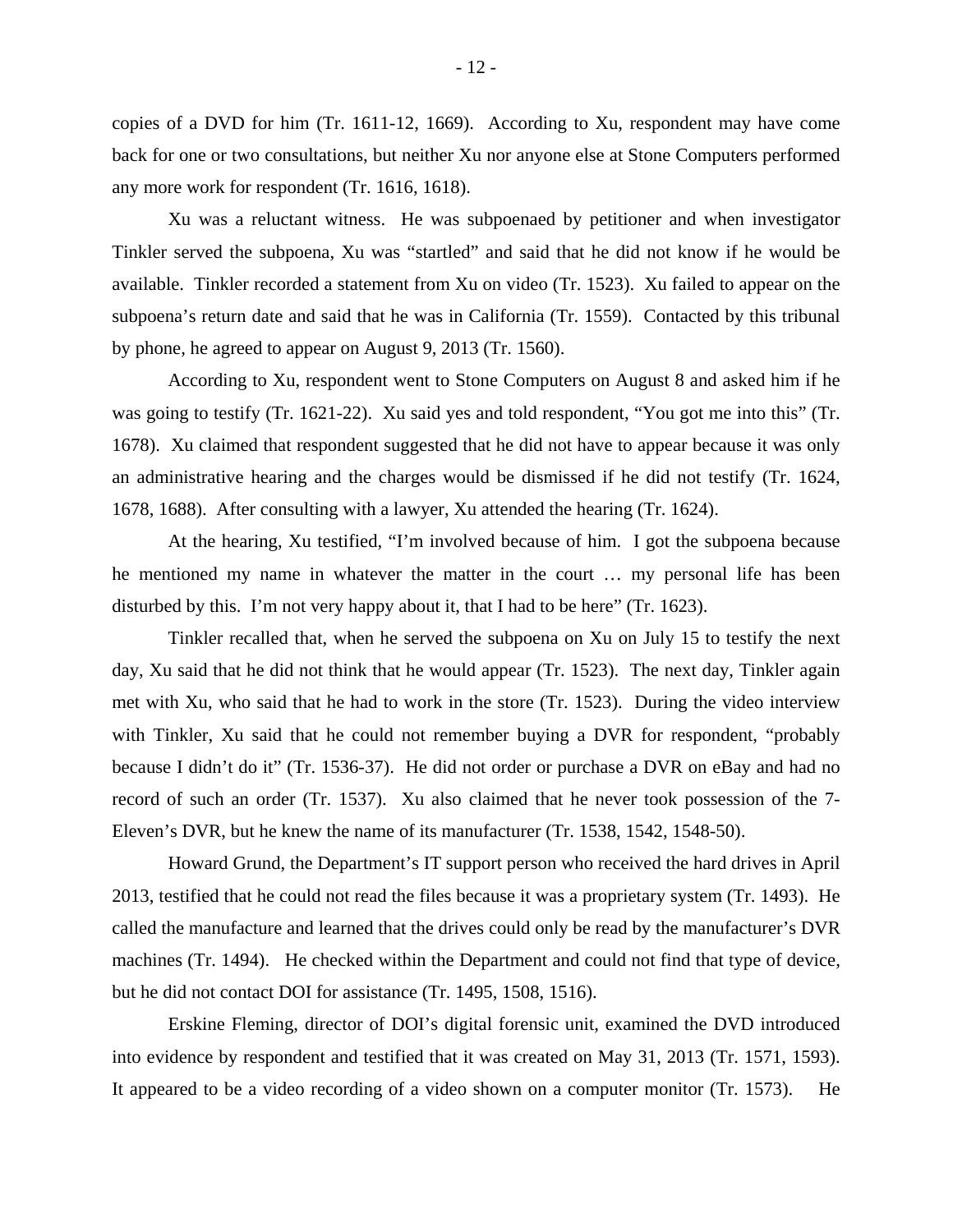copies of a DVD for him (Tr. 1611-12, 1669). According to Xu, respondent may have come back for one or two consultations, but neither Xu nor anyone else at Stone Computers performed any more work for respondent (Tr. 1616, 1618).

Xu was a reluctant witness. He was subpoenaed by petitioner and when investigator Tinkler served the subpoena, Xu was "startled" and said that he did not know if he would be available. Tinkler recorded a statement from Xu on video (Tr. 1523). Xu failed to appear on the subpoena's return date and said that he was in California (Tr. 1559). Contacted by this tribunal by phone, he agreed to appear on August 9, 2013 (Tr. 1560).

According to Xu, respondent went to Stone Computers on August 8 and asked him if he was going to testify (Tr. 1621-22). Xu said yes and told respondent, "You got me into this" (Tr. 1678). Xu claimed that respondent suggested that he did not have to appear because it was only an administrative hearing and the charges would be dismissed if he did not testify (Tr. 1624, 1678, 1688). After consulting with a lawyer, Xu attended the hearing (Tr. 1624).

At the hearing, Xu testified, "I'm involved because of him. I got the subpoena because he mentioned my name in whatever the matter in the court … my personal life has been disturbed by this. I'm not very happy about it, that I had to be here" (Tr. 1623).

Tinkler recalled that, when he served the subpoena on Xu on July 15 to testify the next day, Xu said that he did not think that he would appear (Tr. 1523). The next day, Tinkler again met with Xu, who said that he had to work in the store (Tr. 1523). During the video interview with Tinkler, Xu said that he could not remember buying a DVR for respondent, "probably because I didn't do it" (Tr. 1536-37). He did not order or purchase a DVR on eBay and had no record of such an order (Tr. 1537). Xu also claimed that he never took possession of the 7-Eleven's DVR, but he knew the name of its manufacturer (Tr. 1538, 1542, 1548-50).

Howard Grund, the Department's IT support person who received the hard drives in April 2013, testified that he could not read the files because it was a proprietary system (Tr. 1493). He called the manufacture and learned that the drives could only be read by the manufacturer's DVR machines (Tr. 1494). He checked within the Department and could not find that type of device, but he did not contact DOI for assistance (Tr. 1495, 1508, 1516).

Erskine Fleming, director of DOI's digital forensic unit, examined the DVD introduced into evidence by respondent and testified that it was created on May 31, 2013 (Tr. 1571, 1593). It appeared to be a video recording of a video shown on a computer monitor (Tr. 1573). He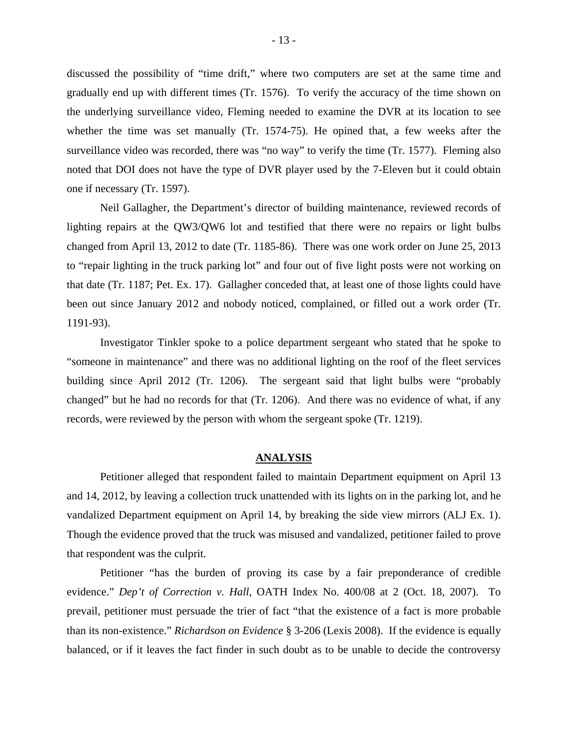discussed the possibility of "time drift," where two computers are set at the same time and gradually end up with different times (Tr. 1576). To verify the accuracy of the time shown on the underlying surveillance video, Fleming needed to examine the DVR at its location to see whether the time was set manually (Tr. 1574-75). He opined that, a few weeks after the surveillance video was recorded, there was "no way" to verify the time (Tr. 1577). Fleming also noted that DOI does not have the type of DVR player used by the 7-Eleven but it could obtain one if necessary (Tr. 1597).

Neil Gallagher, the Department's director of building maintenance, reviewed records of lighting repairs at the QW3/QW6 lot and testified that there were no repairs or light bulbs changed from April 13, 2012 to date (Tr. 1185-86). There was one work order on June 25, 2013 to "repair lighting in the truck parking lot" and four out of five light posts were not working on that date (Tr. 1187; Pet. Ex. 17). Gallagher conceded that, at least one of those lights could have been out since January 2012 and nobody noticed, complained, or filled out a work order (Tr. 1191-93).

Investigator Tinkler spoke to a police department sergeant who stated that he spoke to "someone in maintenance" and there was no additional lighting on the roof of the fleet services building since April 2012 (Tr. 1206). The sergeant said that light bulbs were "probably changed" but he had no records for that (Tr. 1206). And there was no evidence of what, if any records, were reviewed by the person with whom the sergeant spoke (Tr. 1219).

## ANALYSIS

Petitioner alleged that respondent failed to maintain Department equipment on April 13 and 14, 2012, by leaving a collection truck unattended with its lights on in the parking lot, and he vandalized Department equipment on April 14, by breaking the side view mirrors (ALJ Ex. 1). Though the evidence proved that the truck was misused and vandalized, petitioner failed to prove that respondent was the culprit.

Petitioner "has the burden of proving its case by a fair preponderance of credible evidence." *Dep't of Correction v. Hall*, OATH Index No. 400/08 at 2 (Oct. 18, 2007). To prevail, petitioner must persuade the trier of fact "that the existence of a fact is more probable than its non-existence." *Richardson on Evidence* § 3-206 (Lexis 2008). If the evidence is equally balanced, or if it leaves the fact finder in such doubt as to be unable to decide the controversy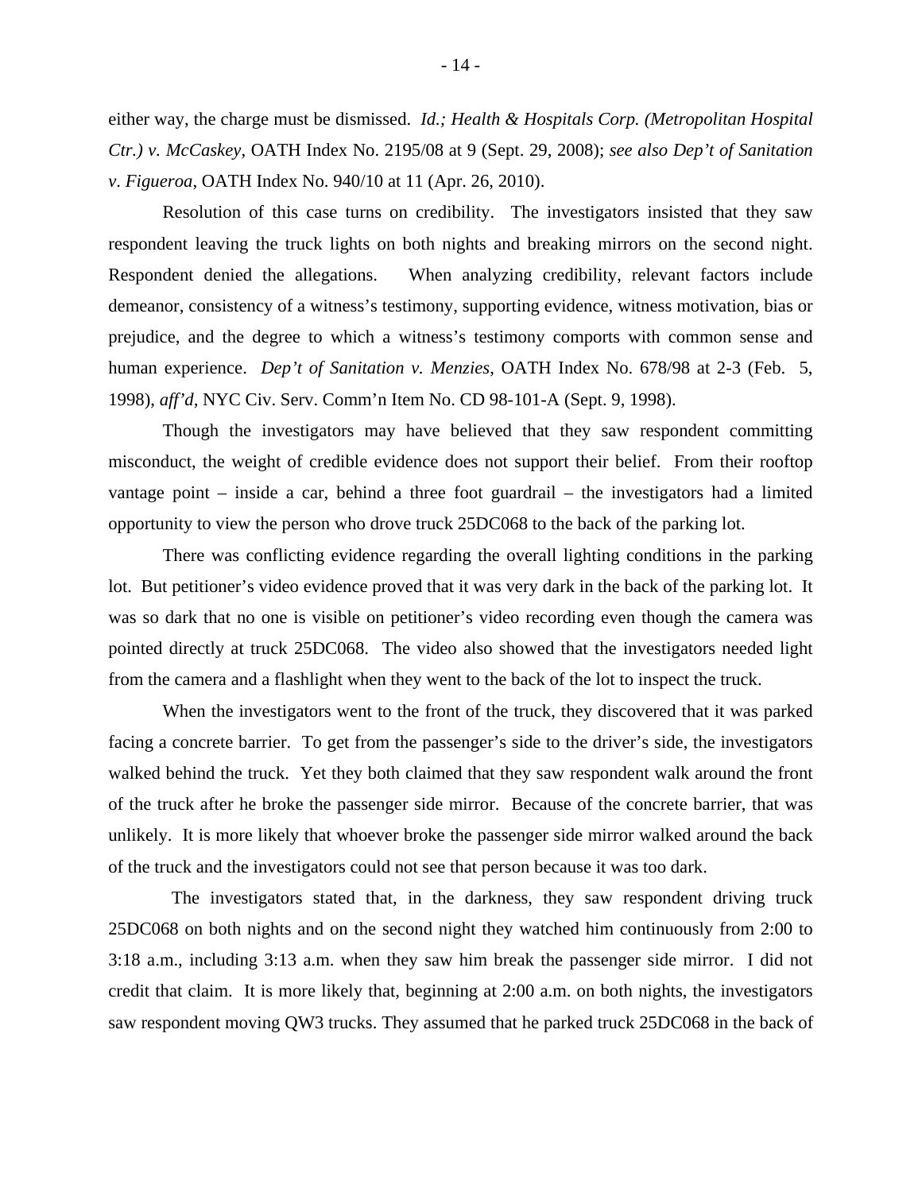either way, the charge must be dismissed. *Id.; Health & Hospitals Corp. (Metropolitan Hospital Ctr.) v. McCaskey*, OATH Index No. 2195/08 at 9 (Sept. 29, 2008); *see also Dep't of Sanitation v. Figueroa*, OATH Index No. 940/10 at 11 (Apr. 26, 2010).

Resolution of this case turns on credibility. The investigators insisted that they saw respondent leaving the truck lights on both nights and breaking mirrors on the second night. Respondent denied the allegations. When analyzing credibility, relevant factors include demeanor, consistency of a witness's testimony, supporting evidence, witness motivation, bias or prejudice, and the degree to which a witness's testimony comports with common sense and human experience. *Dep't of Sanitation v. Menzies*, OATH Index No. 678/98 at 2-3 (Feb. 5, 1998), *aff'd*, NYC Civ. Serv. Comm'n Item No. CD 98-101-A (Sept. 9, 1998).

Though the investigators may have believed that they saw respondent committing misconduct, the weight of credible evidence does not support their belief. From their rooftop vantage point – inside a car, behind a three foot guardrail – the investigators had a limited opportunity to view the person who drove truck 25DC068 to the back of the parking lot.

There was conflicting evidence regarding the overall lighting conditions in the parking lot. But petitioner's video evidence proved that it was very dark in the back of the parking lot. It was so dark that no one is visible on petitioner's video recording even though the camera was pointed directly at truck 25DC068. The video also showed that the investigators needed light from the camera and a flashlight when they went to the back of the lot to inspect the truck.

When the investigators went to the front of the truck, they discovered that it was parked facing a concrete barrier. To get from the passenger's side to the driver's side, the investigators walked behind the truck. Yet they both claimed that they saw respondent walk around the front of the truck after he broke the passenger side mirror. Because of the concrete barrier, that was unlikely. It is more likely that whoever broke the passenger side mirror walked around the back of the truck and the investigators could not see that person because it was too dark.

The investigators stated that, in the darkness, they saw respondent driving truck 25DC068 on both nights and on the second night they watched him continuously from 2:00 to 3:18 a.m., including 3:13 a.m. when they saw him break the passenger side mirror. I did not credit that claim. It is more likely that, beginning at 2:00 a.m. on both nights, the investigators saw respondent moving QW3 trucks. They assumed that he parked truck 25DC068 in the back of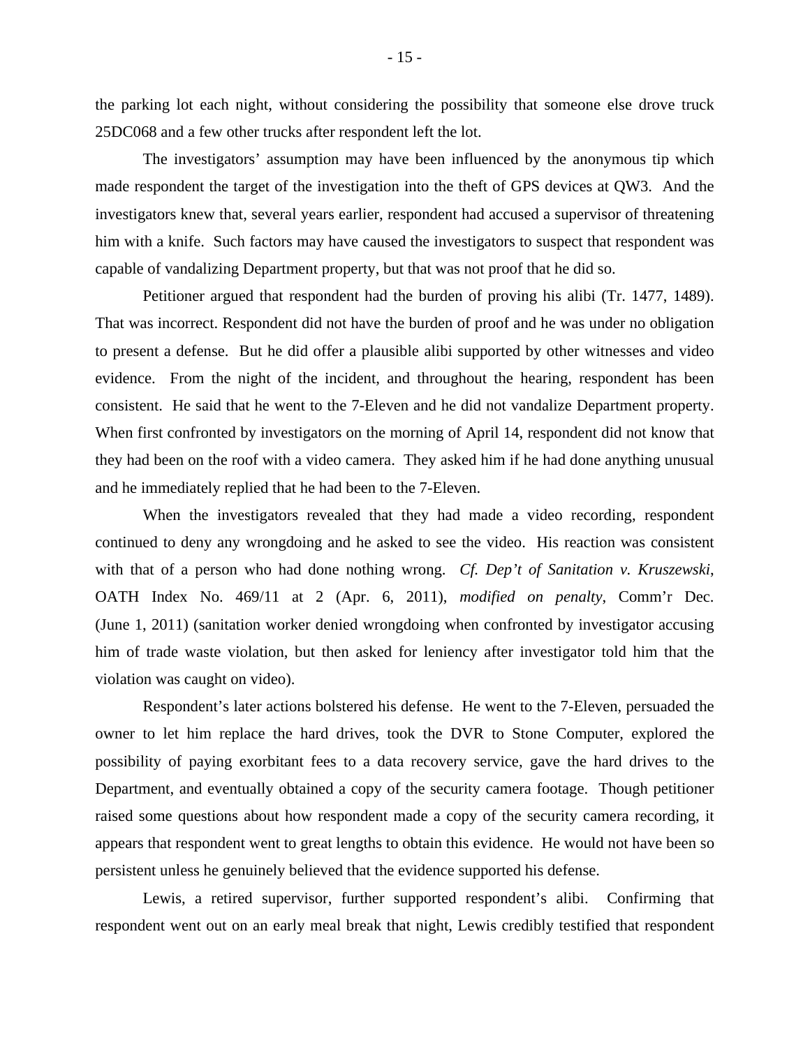the parking lot each night, without considering the possibility that someone else drove truck 25DC068 and a few other trucks after respondent left the lot.

The investigators' assumption may have been influenced by the anonymous tip which made respondent the target of the investigation into the theft of GPS devices at QW3. And the investigators knew that, several years earlier, respondent had accused a supervisor of threatening him with a knife. Such factors may have caused the investigators to suspect that respondent was capable of vandalizing Department property, but that was not proof that he did so.

Petitioner argued that respondent had the burden of proving his alibi (Tr. 1477, 1489). That was incorrect. Respondent did not have the burden of proof and he was under no obligation to present a defense. But he did offer a plausible alibi supported by other witnesses and video evidence. From the night of the incident, and throughout the hearing, respondent has been consistent. He said that he went to the 7-Eleven and he did not vandalize Department property. When first confronted by investigators on the morning of April 14, respondent did not know that they had been on the roof with a video camera. They asked him if he had done anything unusual and he immediately replied that he had been to the 7-Eleven.

When the investigators revealed that they had made a video recording, respondent continued to deny any wrongdoing and he asked to see the video. His reaction was consistent with that of a person who had done nothing wrong. *Cf. Dep't of Sanitation v. Kruszewski*, OATH Index No. 469/11 at 2 (Apr. 6, 2011), *modified on penalty*, Comm'r Dec. (June 1, 2011) (sanitation worker denied wrongdoing when confronted by investigator accusing him of trade waste violation, but then asked for leniency after investigator told him that the violation was caught on video).

Respondent's later actions bolstered his defense. He went to the 7-Eleven, persuaded the owner to let him replace the hard drives, took the DVR to Stone Computer, explored the possibility of paying exorbitant fees to a data recovery service, gave the hard drives to the Department, and eventually obtained a copy of the security camera footage. Though petitioner raised some questions about how respondent made a copy of the security camera recording, it appears that respondent went to great lengths to obtain this evidence. He would not have been so persistent unless he genuinely believed that the evidence supported his defense.

Lewis, a retired supervisor, further supported respondent's alibi. Confirming that respondent went out on an early meal break that night, Lewis credibly testified that respondent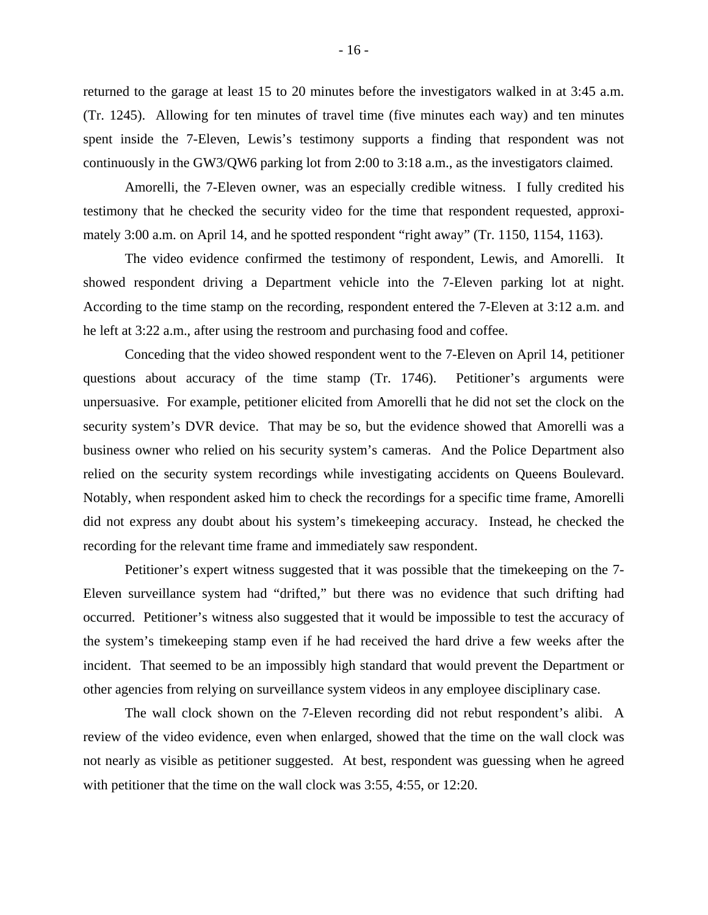returned to the garage at least 15 to 20 minutes before the investigators walked in at 3:45 a.m. (Tr. 1245). Allowing for ten minutes of travel time (five minutes each way) and ten minutes spent inside the 7-Eleven, Lewis's testimony supports a finding that respondent was not continuously in the GW3/QW6 parking lot from 2:00 to 3:18 a.m., as the investigators claimed.

Amorelli, the 7-Eleven owner, was an especially credible witness. I fully credited his testimony that he checked the security video for the time that respondent requested, approximately 3:00 a.m. on April 14, and he spotted respondent "right away" (Tr. 1150, 1154, 1163).

The video evidence confirmed the testimony of respondent, Lewis, and Amorelli. It showed respondent driving a Department vehicle into the 7-Eleven parking lot at night. According to the time stamp on the recording, respondent entered the 7-Eleven at 3:12 a.m. and he left at 3:22 a.m., after using the restroom and purchasing food and coffee.

Conceding that the video showed respondent went to the 7-Eleven on April 14, petitioner questions about accuracy of the time stamp (Tr. 1746). Petitioner's arguments were unpersuasive. For example, petitioner elicited from Amorelli that he did not set the clock on the security system's DVR device. That may be so, but the evidence showed that Amorelli was a business owner who relied on his security system's cameras. And the Police Department also relied on the security system recordings while investigating accidents on Queens Boulevard. Notably, when respondent asked him to check the recordings for a specific time frame, Amorelli did not express any doubt about his system's timekeeping accuracy. Instead, he checked the recording for the relevant time frame and immediately saw respondent.

Petitioner's expert witness suggested that it was possible that the timekeeping on the 7-Eleven surveillance system had "drifted," but there was no evidence that such drifting had occurred. Petitioner's witness also suggested that it would be impossible to test the accuracy of the system's timekeeping stamp even if he had received the hard drive a few weeks after the incident. That seemed to be an impossibly high standard that would prevent the Department or other agencies from relying on surveillance system videos in any employee disciplinary case.

The wall clock shown on the 7-Eleven recording did not rebut respondent's alibi. A review of the video evidence, even when enlarged, showed that the time on the wall clock was not nearly as visible as petitioner suggested. At best, respondent was guessing when he agreed with petitioner that the time on the wall clock was 3:55, 4:55, or 12:20.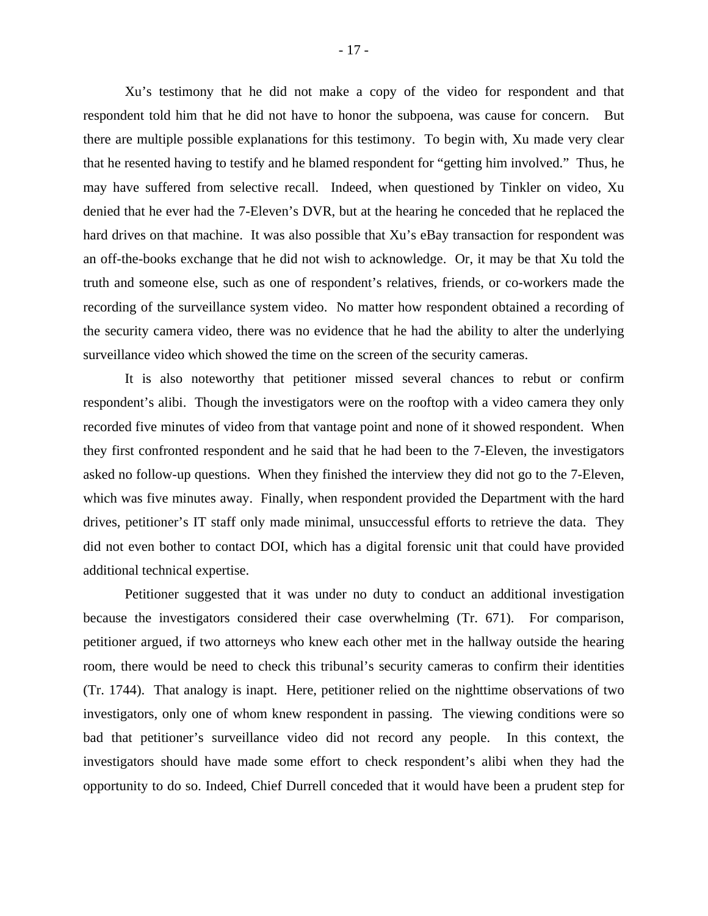Xu's testimony that he did not make a copy of the video for respondent and that respondent told him that he did not have to honor the subpoena, was cause for concern. But there are multiple possible explanations for this testimony. To begin with, Xu made very clear that he resented having to testify and he blamed respondent for "getting him involved." Thus, he may have suffered from selective recall. Indeed, when questioned by Tinkler on video, Xu denied that he ever had the 7-Eleven's DVR, but at the hearing he conceded that he replaced the hard drives on that machine. It was also possible that Xu's eBay transaction for respondent was an off-the-books exchange that he did not wish to acknowledge. Or, it may be that Xu told the truth and someone else, such as one of respondent's relatives, friends, or co-workers made the recording of the surveillance system video. No matter how respondent obtained a recording of the security camera video, there was no evidence that he had the ability to alter the underlying surveillance video which showed the time on the screen of the security cameras.

It is also noteworthy that petitioner missed several chances to rebut or confirm respondent's alibi. Though the investigators were on the rooftop with a video camera they only recorded five minutes of video from that vantage point and none of it showed respondent. When they first confronted respondent and he said that he had been to the 7-Eleven, the investigators asked no follow-up questions. When they finished the interview they did not go to the 7-Eleven, which was five minutes away. Finally, when respondent provided the Department with the hard drives, petitioner's IT staff only made minimal, unsuccessful efforts to retrieve the data. They did not even bother to contact DOI, which has a digital forensic unit that could have provided additional technical expertise.

Petitioner suggested that it was under no duty to conduct an additional investigation because the investigators considered their case overwhelming (Tr. 671). For comparison, petitioner argued, if two attorneys who knew each other met in the hallway outside the hearing room, there would be need to check this tribunal's security cameras to confirm their identities (Tr. 1744). That analogy is inapt. Here, petitioner relied on the nighttime observations of two investigators, only one of whom knew respondent in passing. The viewing conditions were so bad that petitioner's surveillance video did not record any people. In this context, the investigators should have made some effort to check respondent's alibi when they had the opportunity to do so. Indeed, Chief Durrell conceded that it would have been a prudent step for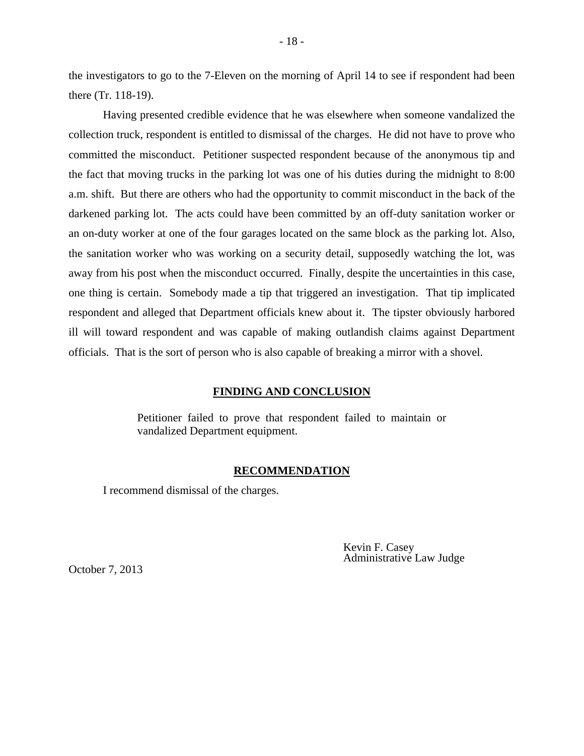the investigators to go to the 7-Eleven on the morning of April 14 to see if respondent had been there (Tr. 118-19).

Having presented credible evidence that he was elsewhere when someone vandalized the collection truck, respondent is entitled to dismissal of the charges. He did not have to prove who committed the misconduct. Petitioner suspected respondent because of the anonymous tip and the fact that moving trucks in the parking lot was one of his duties during the midnight to 8:00 a.m. shift. But there are others who had the opportunity to commit misconduct in the back of the darkened parking lot. The acts could have been committed by an off-duty sanitation worker or an on-duty worker at one of the four garages located on the same block as the parking lot. Also, the sanitation worker who was working on a security detail, supposedly watching the lot, was away from his post when the misconduct occurred. Finally, despite the uncertainties in this case, one thing is certain. Somebody made a tip that triggered an investigation. That tip implicated respondent and alleged that Department officials knew about it. The tipster obviously harbored ill will toward respondent and was capable of making outlandish claims against Department officials. That is the sort of person who is also capable of breaking a mirror with a shovel.

## FINDING AND CONCLUSION

Petitioner failed to prove that respondent failed to maintain or vandalized Department equipment.

## RECOMMENDATION

I recommend dismissal of the charges.

Kevin F. Casey
Administrative Law Judge

October 7, 2013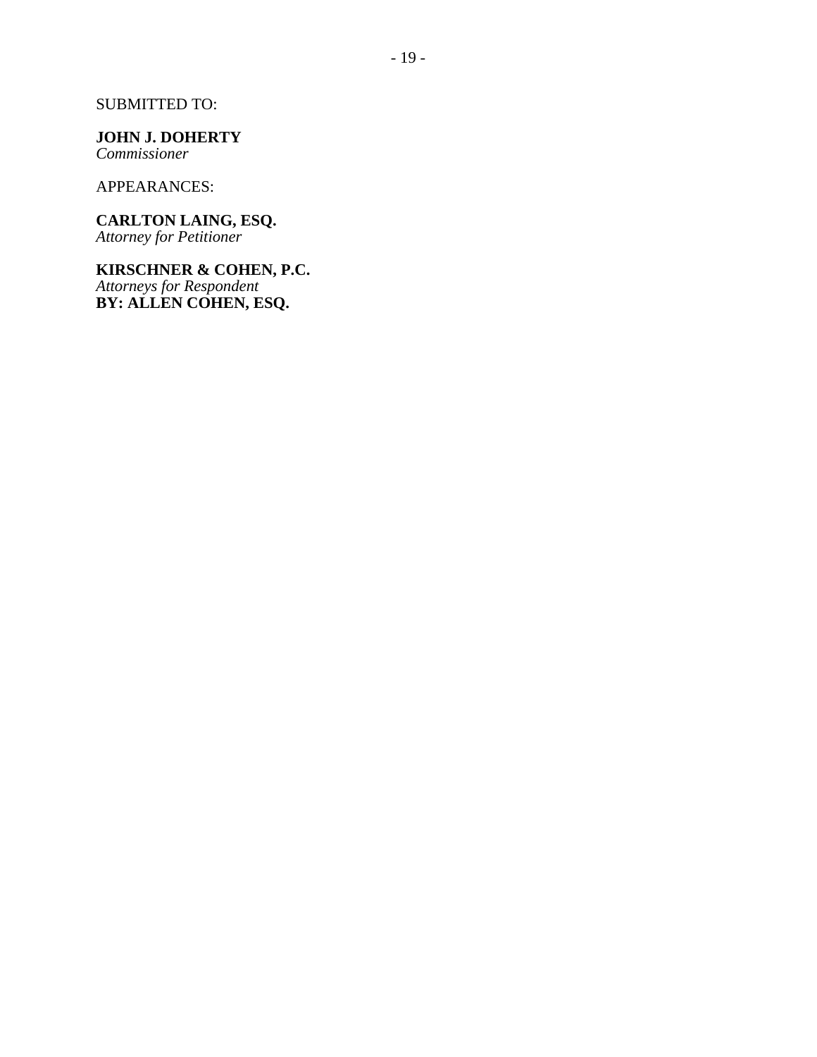SUBMITTED TO:

**JOHN J. DOHERTY**
*Commissioner*

APPEARANCES:

**CARLTON LAING, ESQ.**
*Attorney for Petitioner*

**KIRSCHNER & COHEN, P.C.**
*Attorneys for Respondent*
**BY: ALLEN COHEN, ESQ.**